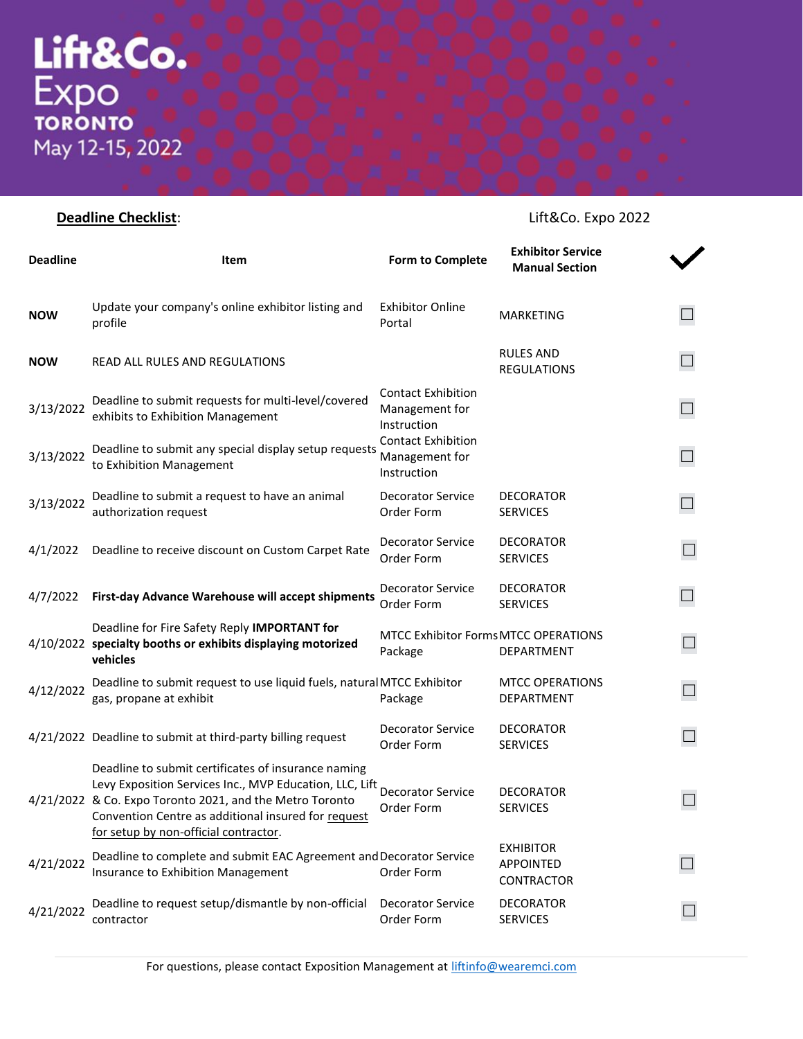# Lift&Co. Expo TORONTO

May 12-15, 2022

**Deadline Checklist**: Lift&Co. Expo 2022

| Deadline | Item | Form to Complete | Exhibitor Service Manual Section | ✓ |
|---|---|---|---|---|
| **NOW** | Update your company's online exhibitor listing and profile | Exhibitor Online Portal | MARKETING | ☐ |
| **NOW** | READ ALL RULES AND REGULATIONS | | RULES AND REGULATIONS | ☐ |
| 3/13/2022 | Deadline to submit requests for multi-level/covered exhibits to Exhibition Management | Contact Exhibition Management for Instruction | | ☐ |
| 3/13/2022 | Deadline to submit any special display setup requests to Exhibition Management | Contact Exhibition Management for Instruction | | ☐ |
| 3/13/2022 | Deadline to submit a request to have an animal authorization request | Decorator Service Order Form | DECORATOR SERVICES | ☐ |
| 4/1/2022 | Deadline to receive discount on Custom Carpet Rate | Decorator Service Order Form | DECORATOR SERVICES | ☐ |
| 4/7/2022 | **First-day Advance Warehouse will accept shipments** | Decorator Service Order Form | DECORATOR SERVICES | ☐ |
| 4/10/2022 | Deadline for Fire Safety Reply **IMPORTANT for specialty booths or exhibits displaying motorized vehicles** | MTCC Exhibitor Forms Package | MTCC OPERATIONS DEPARTMENT | ☐ |
| 4/12/2022 | Deadline to submit request to use liquid fuels, natural gas, propane at exhibit | MTCC Exhibitor Package | MTCC OPERATIONS DEPARTMENT | ☐ |
| 4/21/2022 | Deadline to submit at third-party billing request | Decorator Service Order Form | DECORATOR SERVICES | ☐ |
| 4/21/2022 | Deadline to submit certificates of insurance naming Levy Exposition Services Inc., MVP Education, LLC, Lift & Co. Expo Toronto 2021, and the Metro Toronto Convention Centre as additional insured for request for setup by non-official contractor. | Decorator Service Order Form | DECORATOR SERVICES | ☐ |
| 4/21/2022 | Deadline to complete and submit EAC Agreement and Insurance to Exhibition Management | Decorator Service Order Form | EXHIBITOR APPOINTED CONTRACTOR | ☐ |
| 4/21/2022 | Deadline to request setup/dismantle by non-official contractor | Decorator Service Order Form | DECORATOR SERVICES | ☐ |

For questions, please contact Exposition Management at liftinfo@wearemci.com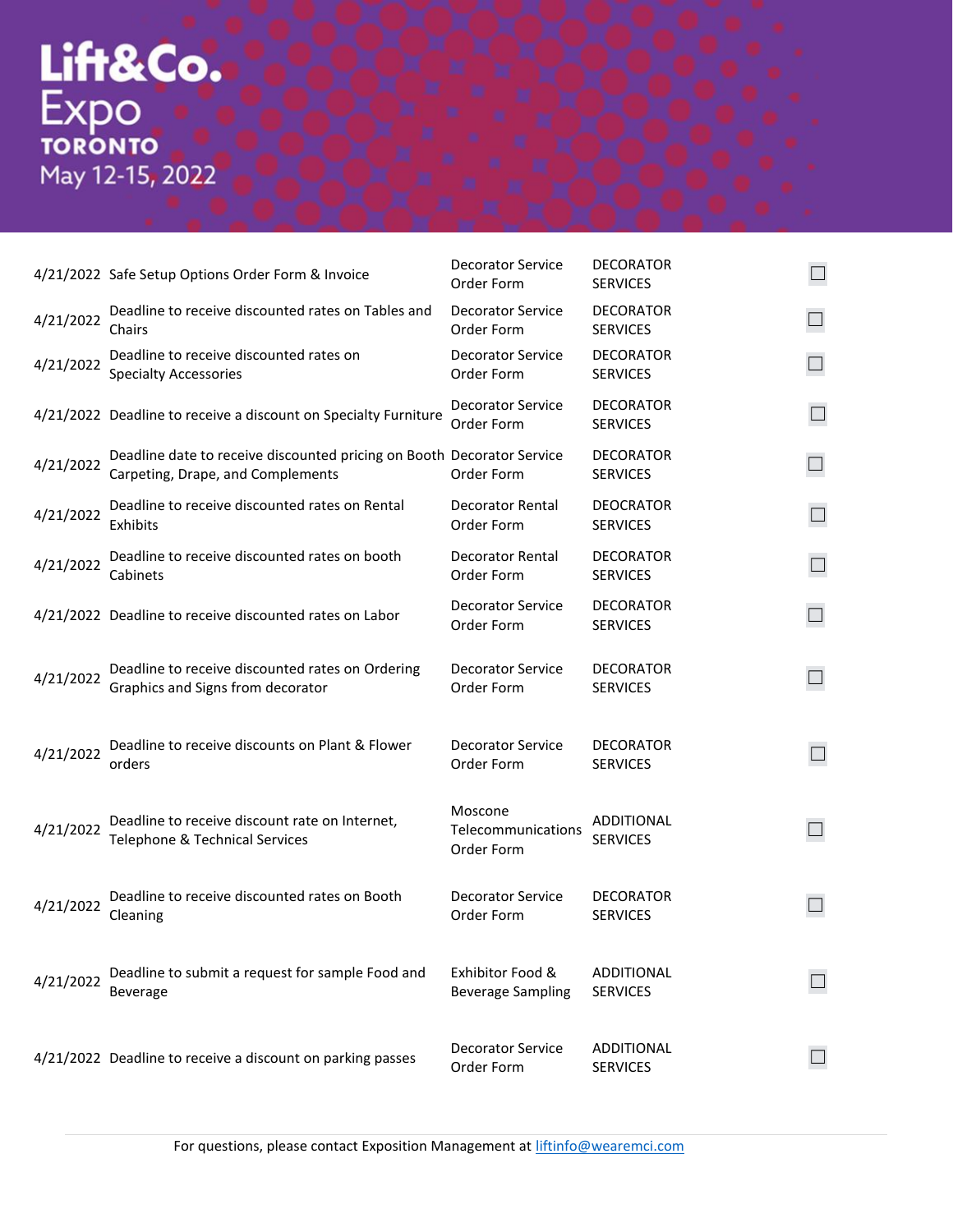Lift&Co. Expo TORONTO May 12-15, 2022

| | | | | |
|---|---|---|---|---|
| 4/21/2022 | Safe Setup Options Order Form & Invoice | Decorator Service Order Form | DECORATOR SERVICES | ☐ |
| 4/21/2022 | Deadline to receive discounted rates on Tables and Chairs | Decorator Service Order Form | DECORATOR SERVICES | ☐ |
| 4/21/2022 | Deadline to receive discounted rates on Specialty Accessories | Decorator Service Order Form | DECORATOR SERVICES | ☐ |
| 4/21/2022 | Deadline to receive a discount on Specialty Furniture | Decorator Service Order Form | DECORATOR SERVICES | ☐ |
| 4/21/2022 | Deadline date to receive discounted pricing on Booth Carpeting, Drape, and Complements | Decorator Service Order Form | DECORATOR SERVICES | ☐ |
| 4/21/2022 | Deadline to receive discounted rates on Rental Exhibits | Decorator Rental Order Form | DEOCRATOR SERVICES | ☐ |
| 4/21/2022 | Deadline to receive discounted rates on booth Cabinets | Decorator Rental Order Form | DECORATOR SERVICES | ☐ |
| 4/21/2022 | Deadline to receive discounted rates on Labor | Decorator Service Order Form | DECORATOR SERVICES | ☐ |
| 4/21/2022 | Deadline to receive discounted rates on Ordering Graphics and Signs from decorator | Decorator Service Order Form | DECORATOR SERVICES | ☐ |
| 4/21/2022 | Deadline to receive discounts on Plant & Flower orders | Decorator Service Order Form | DECORATOR SERVICES | ☐ |
| 4/21/2022 | Deadline to receive discount rate on Internet, Telephone & Technical Services | Moscone Telecommunications Order Form | ADDITIONAL SERVICES | ☐ |
| 4/21/2022 | Deadline to receive discounted rates on Booth Cleaning | Decorator Service Order Form | DECORATOR SERVICES | ☐ |
| 4/21/2022 | Deadline to submit a request for sample Food and Beverage | Exhibitor Food & Beverage Sampling | ADDITIONAL SERVICES | ☐ |
| 4/21/2022 | Deadline to receive a discount on parking passes | Decorator Service Order Form | ADDITIONAL SERVICES | ☐ |

For questions, please contact Exposition Management at liftinfo@wearemci.com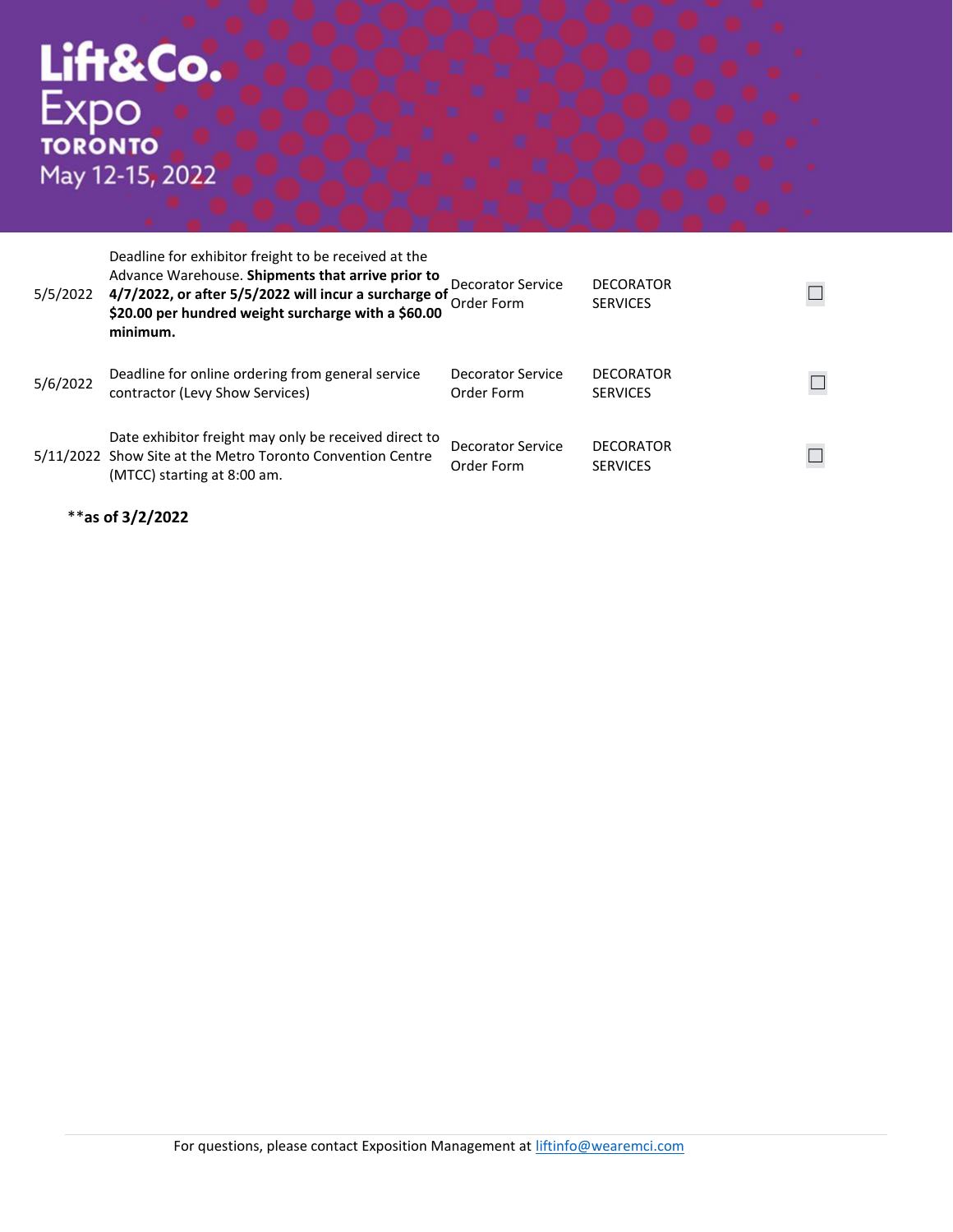| | | | | |
|---|---|---|---|---|
| 5/5/2022 | Deadline for exhibitor freight to be received at the Advance Warehouse. **Shipments that arrive prior to 4/7/2022, or after 5/5/2022 will incur a surcharge of $20.00 per hundred weight surcharge with a $60.00 minimum.** | Decorator Service Order Form | DECORATOR SERVICES | ☐ |
| 5/6/2022 | Deadline for online ordering from general service contractor (Levy Show Services) | Decorator Service Order Form | DECORATOR SERVICES | ☐ |
| 5/11/2022 | Date exhibitor freight may only be received direct to Show Site at the Metro Toronto Convention Centre (MTCC) starting at 8:00 am. | Decorator Service Order Form | DECORATOR SERVICES | ☐ |

**as of 3/2/2022**

For questions, please contact Exposition Management at liftinfo@wearemci.com